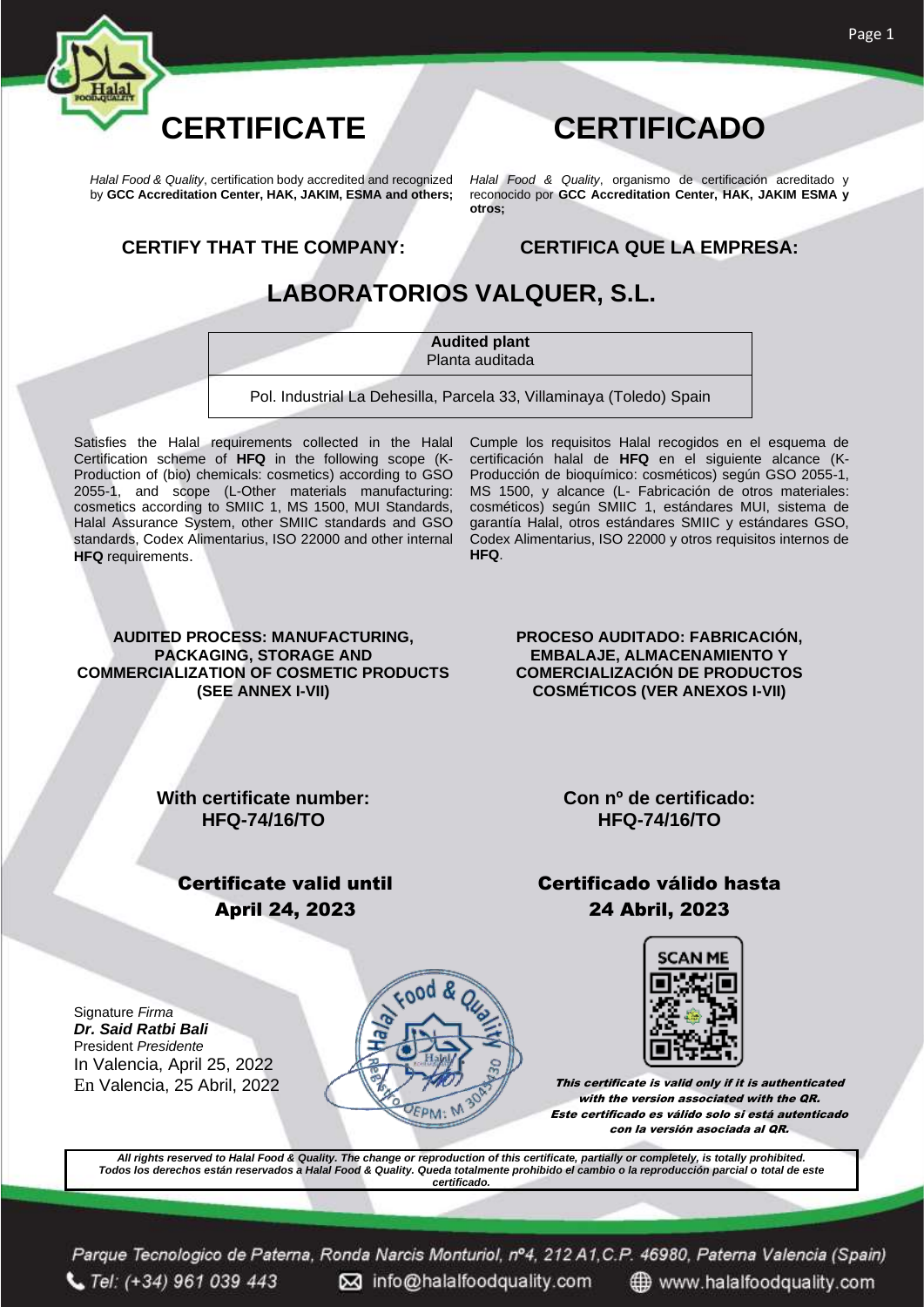# CERTIFICATE

# CERTIFICADO

*Halal Food & Quality*, certification body accredited and recognized by **GCC Accreditation Center, HAK, JAKIM, ESMA and others;**

*Halal Food & Quality*, organismo de certificación acreditado y reconocido por **GCC Accreditation Center, HAK, JAKIM ESMA y otros;**

**CERTIFY THAT THE COMPANY:**

**CERTIFICA QUE LA EMPRESA:**

## LABORATORIOS VALQUER, S.L.

| **Audited plant**<br>Planta auditada |
|---|
| Pol. Industrial La Dehesilla, Parcela 33, Villaminaya (Toledo) Spain |

Satisfies the Halal requirements collected in the Halal Certification scheme of **HFQ** in the following scope (K-Production of (bio) chemicals: cosmetics) according to GSO 2055-1, and scope (L-Other materials manufacturing: cosmetics according to SMIIC 1, MS 1500, MUI Standards, Halal Assurance System, other SMIIC standards and GSO standards, Codex Alimentarius, ISO 22000 and other internal **HFQ** requirements.

Cumple los requisitos Halal recogidos en el esquema de certificación halal de **HFQ** en el siguiente alcance (K-Producción de bioquímico: cosméticos) según GSO 2055-1, MS 1500, y alcance (L- Fabricación de otros materiales: cosméticos) según SMIIC 1, estándares MUI, sistema de garantía Halal, otros estándares SMIIC y estándares GSO, Codex Alimentarius, ISO 22000 y otros requisitos internos de **HFQ**.

**AUDITED PROCESS: MANUFACTURING, PACKAGING, STORAGE AND COMMERCIALIZATION OF COSMETIC PRODUCTS (SEE ANNEX I-VII)**

**PROCESO AUDITADO: FABRICACIÓN, EMBALAJE, ALMACENAMIENTO Y COMERCIALIZACIÓN DE PRODUCTOS COSMÉTICOS (VER ANEXOS I-VII)**

**With certificate number:**
**HFQ-74/16/TO**

**Con nº de certificado:**
**HFQ-74/16/TO**

**Certificate valid until**
**April 24, 2023**

**Certificado válido hasta**
**24 Abril, 2023**

Signature *Firma*
***Dr. Said Ratbi Bali***
President *Presidente*
In Valencia, April 25, 2022
En Valencia, 25 Abril, 2022

SCAN ME

***This certificate is valid only if it is authenticated with the version associated with the QR.***
***Este certificado es válido solo si está autenticado con la versión asociada al QR.***

***All rights reserved to Halal Food & Quality. The change or reproduction of this certificate, partially or completely, is totally prohibited.***
***Todos los derechos están reservados a Halal Food & Quality. Queda totalmente prohibido el cambio o la reproducción parcial o total de este certificado.***

*Parque Tecnologico de Paterna, Ronda Narcis Monturiol, nº4, 212 A1,C.P. 46980, Paterna Valencia (Spain)*
*Tel: (+34) 961 039 443* info@halalfoodquality.com www.halalfoodquality.com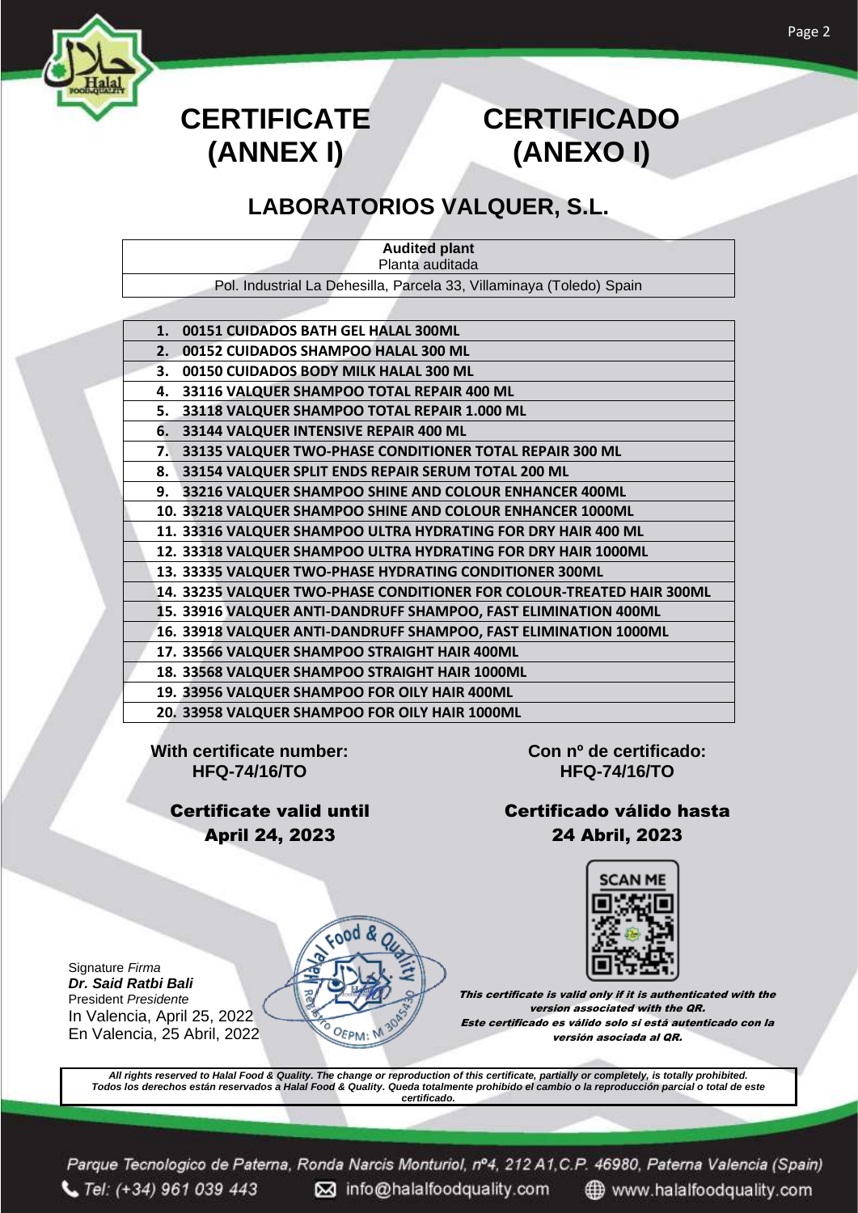# CERTIFICATE (ANNEX I)

# CERTIFICADO (ANEXO I)

## LABORATORIOS VALQUER, S.L.

| **Audited plant** Planta auditada |
|---|
| Pol. Industrial La Dehesilla, Parcela 33, Villaminaya (Toledo) Spain |

| |
|---|
| **1. 00151 CUIDADOS BATH GEL HALAL 300ML** |
| **2. 00152 CUIDADOS SHAMPOO HALAL 300 ML** |
| **3. 00150 CUIDADOS BODY MILK HALAL 300 ML** |
| **4. 33116 VALQUER SHAMPOO TOTAL REPAIR 400 ML** |
| **5. 33118 VALQUER SHAMPOO TOTAL REPAIR 1.000 ML** |
| **6. 33144 VALQUER INTENSIVE REPAIR 400 ML** |
| **7. 33135 VALQUER TWO-PHASE CONDITIONER TOTAL REPAIR 300 ML** |
| **8. 33154 VALQUER SPLIT ENDS REPAIR SERUM TOTAL 200 ML** |
| **9. 33216 VALQUER SHAMPOO SHINE AND COLOUR ENHANCER 400ML** |
| **10. 33218 VALQUER SHAMPOO SHINE AND COLOUR ENHANCER 1000ML** |
| **11. 33316 VALQUER SHAMPOO ULTRA HYDRATING FOR DRY HAIR 400 ML** |
| **12. 33318 VALQUER SHAMPOO ULTRA HYDRATING FOR DRY HAIR 1000ML** |
| **13. 33335 VALQUER TWO-PHASE HYDRATING CONDITIONER 300ML** |
| **14. 33235 VALQUER TWO-PHASE CONDITIONER FOR COLOUR-TREATED HAIR 300ML** |
| **15. 33916 VALQUER ANTI-DANDRUFF SHAMPOO, FAST ELIMINATION 400ML** |
| **16. 33918 VALQUER ANTI-DANDRUFF SHAMPOO, FAST ELIMINATION 1000ML** |
| **17. 33566 VALQUER SHAMPOO STRAIGHT HAIR 400ML** |
| **18. 33568 VALQUER SHAMPOO STRAIGHT HAIR 1000ML** |
| **19. 33956 VALQUER SHAMPOO FOR OILY HAIR 400ML** |
| **20. 33958 VALQUER SHAMPOO FOR OILY HAIR 1000ML** |

**With certificate number:**
**HFQ-74/16/TO**

**Con nº de certificado:**
**HFQ-74/16/TO**

**Certificate valid until**
**April 24, 2023**

**Certificado válido hasta**
**24 Abril, 2023**

SCAN ME

Signature *Firma*
***Dr. Said Ratbi Bali***
President *Presidente*
In Valencia, April 25, 2022
En Valencia, 25 Abril, 2022

Halal Food & Quality — Registro OEPM: M 3045430

***This certificate is valid only if it is authenticated with the version associated with the QR.***
***Este certificado es válido solo si está autenticado con la versión asociada al QR.***

***All rights reserved to Halal Food & Quality. The change or reproduction of this certificate, partially or completely, is totally prohibited.***
***Todos los derechos están reservados a Halal Food & Quality. Queda totalmente prohibido el cambio o la reproducción parcial o total de este certificado.***

*Parque Tecnologico de Paterna, Ronda Narcis Monturiol, nº4, 212 A1,C.P. 46980, Paterna Valencia (Spain)*
*Tel: (+34) 961 039 443* info@halalfoodquality.com www.halalfoodquality.com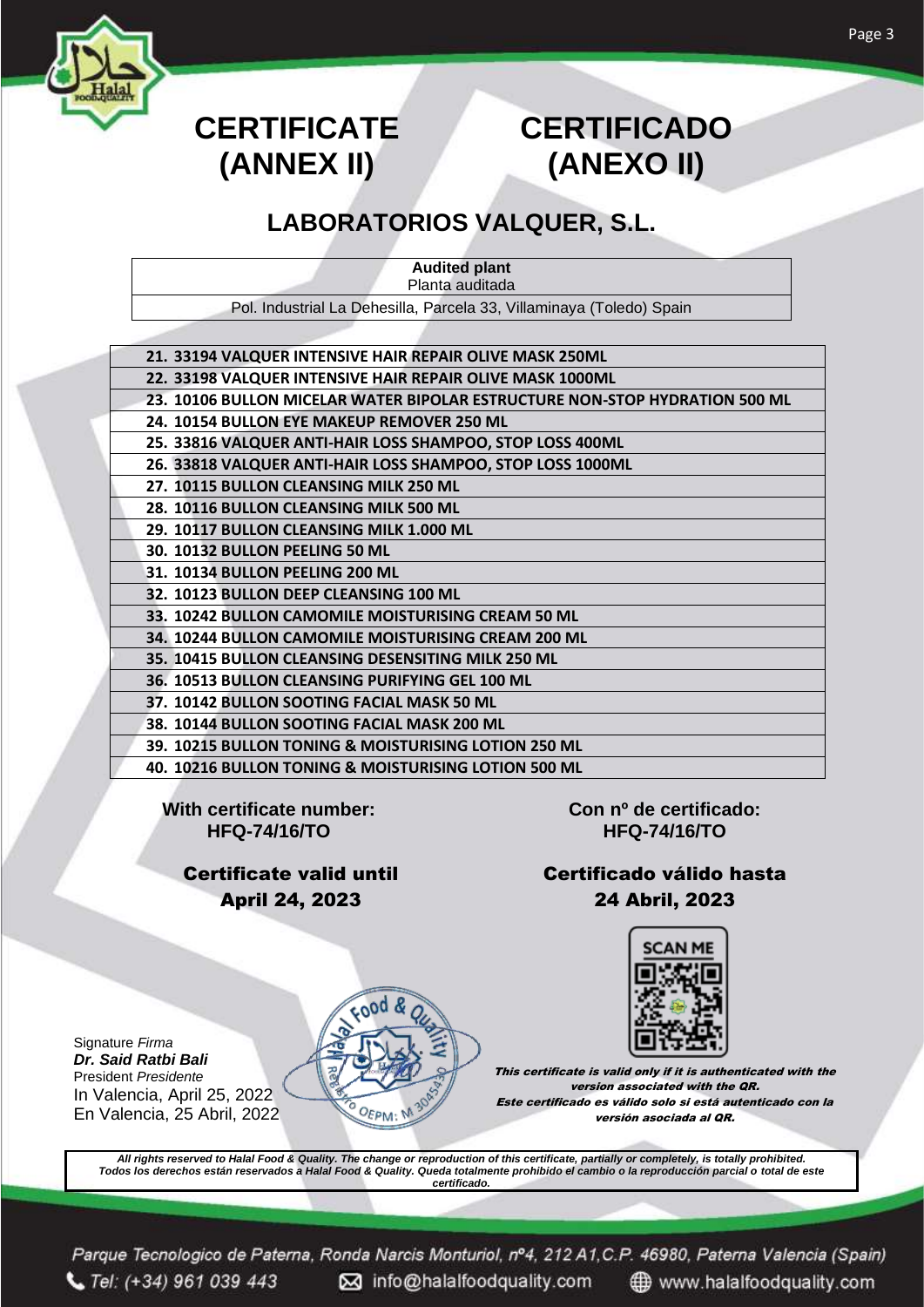# CERTIFICATE (ANNEX II)

# CERTIFICADO (ANEXO II)

## LABORATORIOS VALQUER, S.L.

| **Audited plant** Planta auditada |
| --- |
| Pol. Industrial La Dehesilla, Parcela 33, Villaminaya (Toledo) Spain |

| |
| --- |
| **21. 33194 VALQUER INTENSIVE HAIR REPAIR OLIVE MASK 250ML** |
| **22. 33198 VALQUER INTENSIVE HAIR REPAIR OLIVE MASK 1000ML** |
| **23. 10106 BULLON MICELAR WATER BIPOLAR ESTRUCTURE NON-STOP HYDRATION 500 ML** |
| **24. 10154 BULLON EYE MAKEUP REMOVER 250 ML** |
| **25. 33816 VALQUER ANTI-HAIR LOSS SHAMPOO, STOP LOSS 400ML** |
| **26. 33818 VALQUER ANTI-HAIR LOSS SHAMPOO, STOP LOSS 1000ML** |
| **27. 10115 BULLON CLEANSING MILK 250 ML** |
| **28. 10116 BULLON CLEANSING MILK 500 ML** |
| **29. 10117 BULLON CLEANSING MILK 1.000 ML** |
| **30. 10132 BULLON PEELING 50 ML** |
| **31. 10134 BULLON PEELING 200 ML** |
| **32. 10123 BULLON DEEP CLEANSING 100 ML** |
| **33. 10242 BULLON CAMOMILE MOISTURISING CREAM 50 ML** |
| **34. 10244 BULLON CAMOMILE MOISTURISING CREAM 200 ML** |
| **35. 10415 BULLON CLEANSING DESENSITING MILK 250 ML** |
| **36. 10513 BULLON CLEANSING PURIFYING GEL 100 ML** |
| **37. 10142 BULLON SOOTING FACIAL MASK 50 ML** |
| **38. 10144 BULLON SOOTING FACIAL MASK 200 ML** |
| **39. 10215 BULLON TONING & MOISTURISING LOTION 250 ML** |
| **40. 10216 BULLON TONING & MOISTURISING LOTION 500 ML** |

**With certificate number:**
**HFQ-74/16/TO**

**Con nº de certificado:**
**HFQ-74/16/TO**

**Certificate valid until**
**April 24, 2023**

**Certificado válido hasta**
**24 Abril, 2023**

SCAN ME

Signature *Firma*
***Dr. Said Ratbi Bali***
President *Presidente*
In Valencia, April 25, 2022
En Valencia, 25 Abril, 2022

***This certificate is valid only if it is authenticated with the version associated with the QR.***
***Este certificado es válido solo si está autenticado con la versión asociada al QR.***

***All rights reserved to Halal Food & Quality. The change or reproduction of this certificate, partially or completely, is totally prohibited.***
***Todos los derechos están reservados a Halal Food & Quality. Queda totalmente prohibido el cambio o la reproducción parcial o total de este certificado.***

*Parque Tecnologico de Paterna, Ronda Narcis Monturiol, nº4, 212 A1, C.P. 46980, Paterna Valencia (Spain)*
*Tel: (+34) 961 039 443* info@halalfoodquality.com www.halalfoodquality.com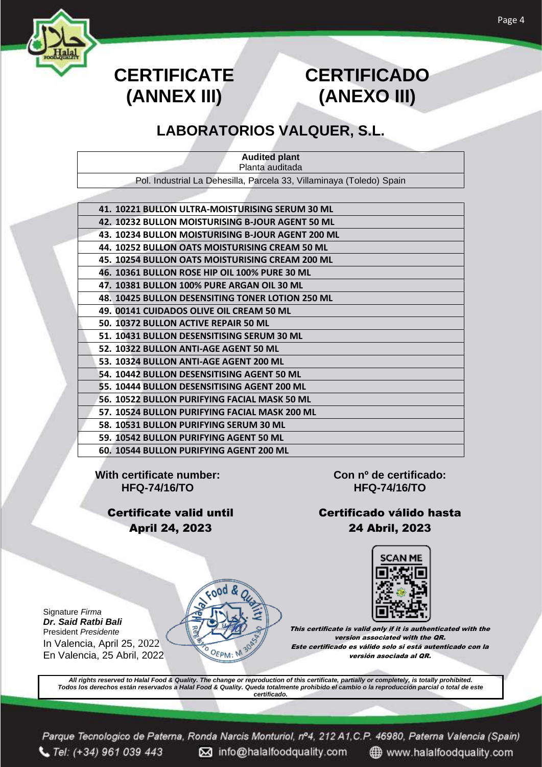# CERTIFICATE (ANNEX III)

# CERTIFICADO (ANEXO III)

## LABORATORIOS VALQUER, S.L.

| **Audited plant** Planta auditada |
|---|
| Pol. Industrial La Dehesilla, Parcela 33, Villaminaya (Toledo) Spain |

| |
|---|
| **41. 10221 BULLON ULTRA-MOISTURISING SERUM 30 ML** |
| **42. 10232 BULLON MOISTURISING B-JOUR AGENT 50 ML** |
| **43. 10234 BULLON MOISTURISING B-JOUR AGENT 200 ML** |
| **44. 10252 BULLON OATS MOISTURISING CREAM 50 ML** |
| **45. 10254 BULLON OATS MOISTURISING CREAM 200 ML** |
| **46. 10361 BULLON ROSE HIP OIL 100% PURE 30 ML** |
| **47. 10381 BULLON 100% PURE ARGAN OIL 30 ML** |
| **48. 10425 BULLON DESENSITING TONER LOTION 250 ML** |
| **49. 00141 CUIDADOS OLIVE OIL CREAM 50 ML** |
| **50. 10372 BULLON ACTIVE REPAIR 50 ML** |
| **51. 10431 BULLON DESENSITISING SERUM 30 ML** |
| **52. 10322 BULLON ANTI-AGE AGENT 50 ML** |
| **53. 10324 BULLON ANTI-AGE AGENT 200 ML** |
| **54. 10442 BULLON DESENSITISING AGENT 50 ML** |
| **55. 10444 BULLON DESENSITISING AGENT 200 ML** |
| **56. 10522 BULLON PURIFYING FACIAL MASK 50 ML** |
| **57. 10524 BULLON PURIFYING FACIAL MASK 200 ML** |
| **58. 10531 BULLON PURIFYING SERUM 30 ML** |
| **59. 10542 BULLON PURIFYING AGENT 50 ML** |
| **60. 10544 BULLON PURIFYING AGENT 200 ML** |

**With certificate number:**
**HFQ-74/16/TO**

**Con nº de certificado:**
**HFQ-74/16/TO**

**Certificate valid until**
**April 24, 2023**

**Certificado válido hasta**
**24 Abril, 2023**

SCAN ME

Signature *Firma*
***Dr. Said Ratbi Bali***
President *Presidente*
In Valencia, April 25, 2022
En Valencia, 25 Abril, 2022

***This certificate is valid only if it is authenticated with the version associated with the QR.***
***Este certificado es válido solo si está autenticado con la versión asociada al QR.***

***All rights reserved to Halal Food & Quality. The change or reproduction of this certificate, partially or completely, is totally prohibited.***
***Todos los derechos están reservados a Halal Food & Quality. Queda totalmente prohibido el cambio o la reproducción parcial o total de este certificado.***

*Parque Tecnologico de Paterna, Ronda Narcis Monturiol, nº4, 212 A1,C.P. 46980, Paterna Valencia (Spain)*
*Tel: (+34) 961 039 443* info@halalfoodquality.com www.halalfoodquality.com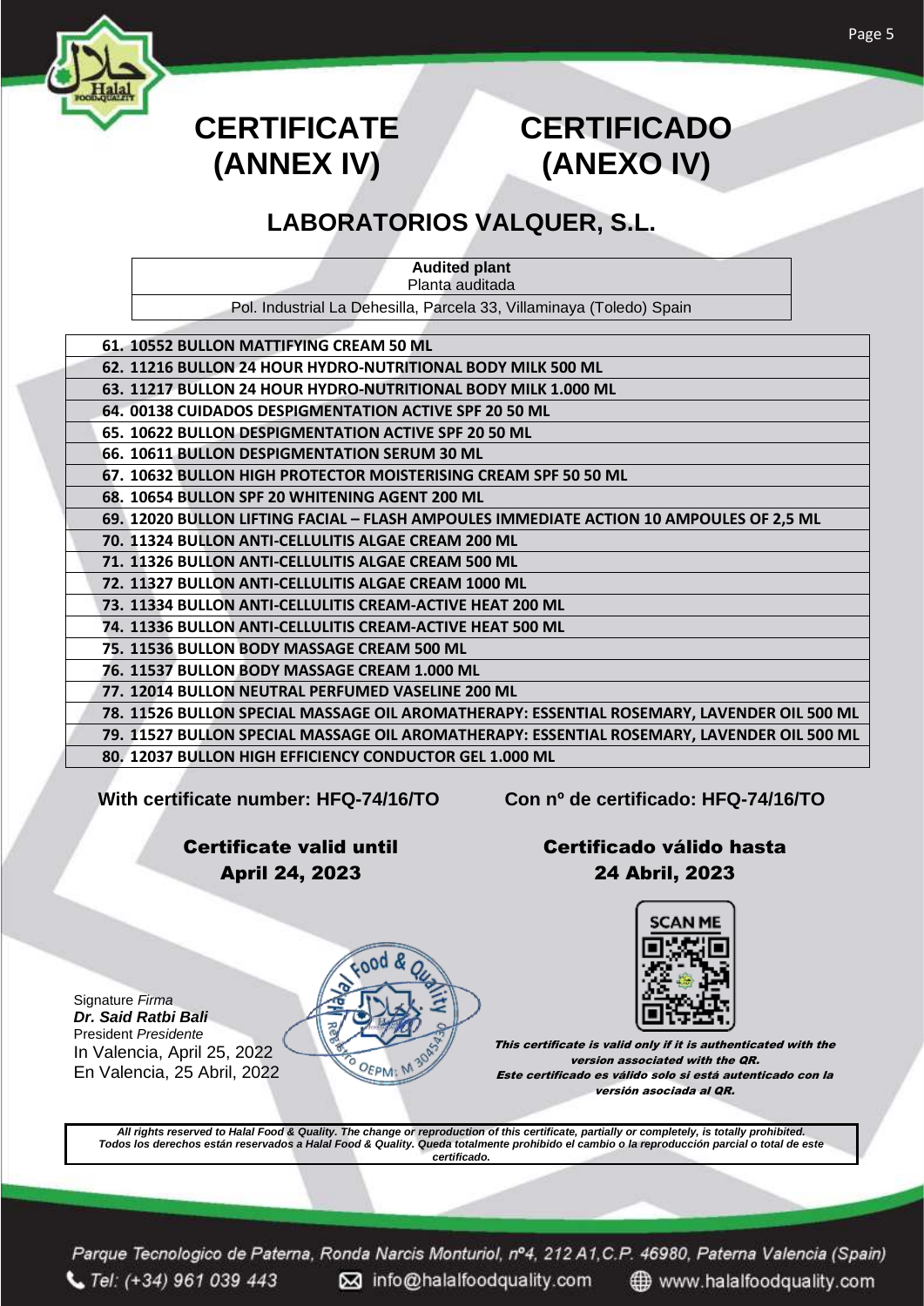# CERTIFICATE (ANNEX IV)

# CERTIFICADO (ANEXO IV)

## LABORATORIOS VALQUER, S.L.

| **Audited plant** Planta auditada |
|---|
| Pol. Industrial La Dehesilla, Parcela 33, Villaminaya (Toledo) Spain |

| |
|---|
| **61. 10552 BULLON MATTIFYING CREAM 50 ML** |
| **62. 11216 BULLON 24 HOUR HYDRO-NUTRITIONAL BODY MILK 500 ML** |
| **63. 11217 BULLON 24 HOUR HYDRO-NUTRITIONAL BODY MILK 1.000 ML** |
| **64. 00138 CUIDADOS DESPIGMENTATION ACTIVE SPF 20 50 ML** |
| **65. 10622 BULLON DESPIGMENTATION ACTIVE SPF 20 50 ML** |
| **66. 10611 BULLON DESPIGMENTATION SERUM 30 ML** |
| **67. 10632 BULLON HIGH PROTECTOR MOISTERISING CREAM SPF 50 50 ML** |
| **68. 10654 BULLON SPF 20 WHITENING AGENT 200 ML** |
| **69. 12020 BULLON LIFTING FACIAL – FLASH AMPOULES IMMEDIATE ACTION 10 AMPOULES OF 2,5 ML** |
| **70. 11324 BULLON ANTI-CELLULITIS ALGAE CREAM 200 ML** |
| **71. 11326 BULLON ANTI-CELLULITIS ALGAE CREAM 500 ML** |
| **72. 11327 BULLON ANTI-CELLULITIS ALGAE CREAM 1000 ML** |
| **73. 11334 BULLON ANTI-CELLULITIS CREAM-ACTIVE HEAT 200 ML** |
| **74. 11336 BULLON ANTI-CELLULITIS CREAM-ACTIVE HEAT 500 ML** |
| **75. 11536 BULLON BODY MASSAGE CREAM 500 ML** |
| **76. 11537 BULLON BODY MASSAGE CREAM 1.000 ML** |
| **77. 12014 BULLON NEUTRAL PERFUMED VASELINE 200 ML** |
| **78. 11526 BULLON SPECIAL MASSAGE OIL AROMATHERAPY: ESSENTIAL ROSEMARY, LAVENDER OIL 500 ML** |
| **79. 11527 BULLON SPECIAL MASSAGE OIL AROMATHERAPY: ESSENTIAL ROSEMARY, LAVENDER OIL 500 ML** |
| **80. 12037 BULLON HIGH EFFICIENCY CONDUCTOR GEL 1.000 ML** |

**With certificate number: HFQ-74/16/TO**

**Con nº de certificado: HFQ-74/16/TO**

**Certificate valid until April 24, 2023**

**Certificado válido hasta 24 Abril, 2023**

Signature *Firma*
***Dr. Said Ratbi Bali***
President *Presidente*
In Valencia, April 25, 2022
En Valencia, 25 Abril, 2022

SCAN ME

***This certificate is valid only if it is authenticated with the version associated with the QR.***
***Este certificado es válido solo si está autenticado con la versión asociada al QR.***

***All rights reserved to Halal Food & Quality. The change or reproduction of this certificate, partially or completely, is totally prohibited.***
***Todos los derechos están reservados a Halal Food & Quality. Queda totalmente prohibido el cambio o la reproducción parcial o total de este certificado.***

*Parque Tecnologico de Paterna, Ronda Narcis Monturiol, nº4, 212 A1,C.P. 46980, Paterna Valencia (Spain)*
Tel: (+34) 961 039 443 info@halalfoodquality.com www.halalfoodquality.com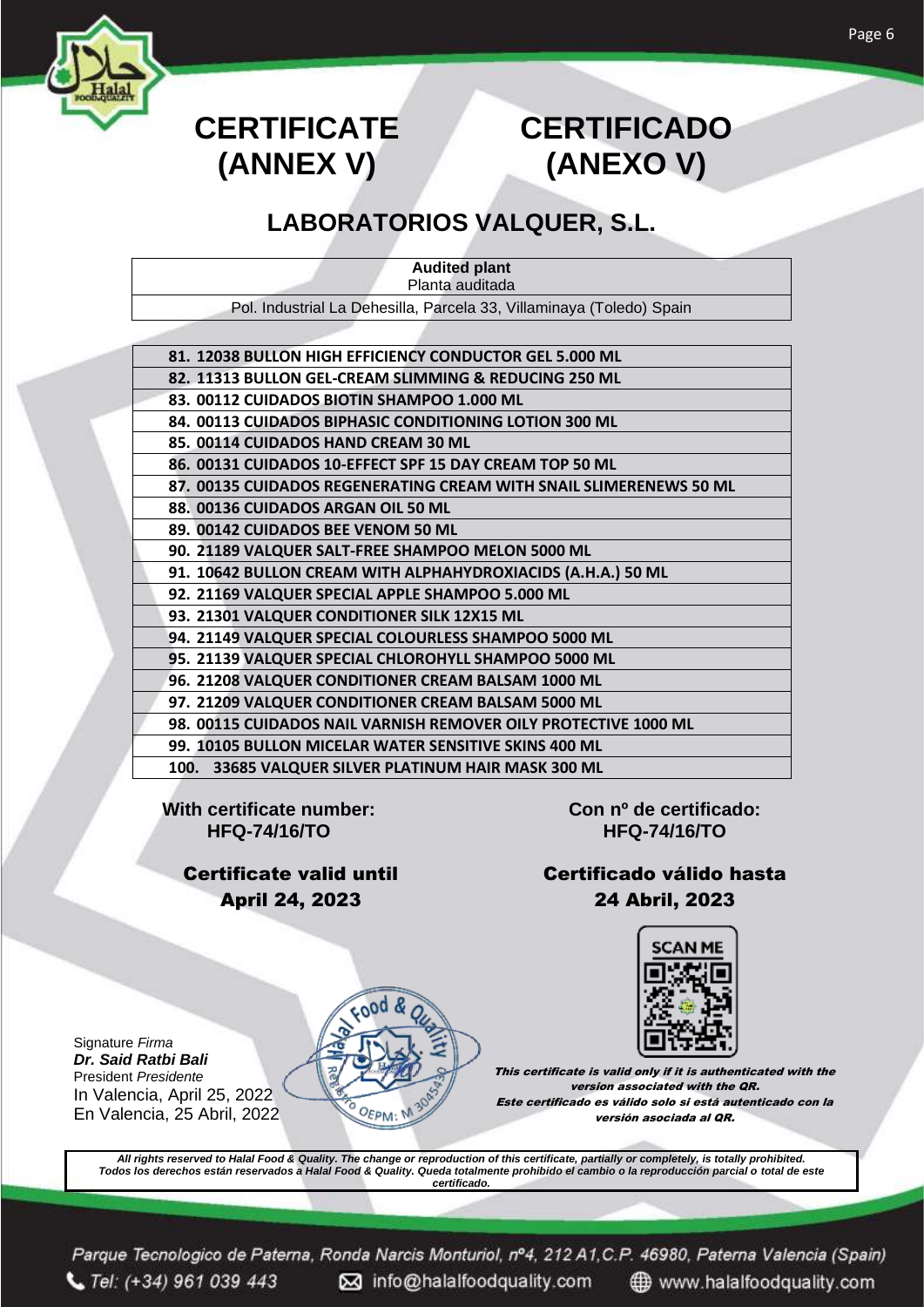# CERTIFICATE (ANNEX V)

# CERTIFICADO (ANEXO V)

## LABORATORIOS VALQUER, S.L.

| **Audited plant**<br>Planta auditada |
|---|
| Pol. Industrial La Dehesilla, Parcela 33, Villaminaya (Toledo) Spain |

| |
|---|
| **81. 12038 BULLON HIGH EFFICIENCY CONDUCTOR GEL 5.000 ML** |
| **82. 11313 BULLON GEL-CREAM SLIMMING & REDUCING 250 ML** |
| **83. 00112 CUIDADOS BIOTIN SHAMPOO 1.000 ML** |
| **84. 00113 CUIDADOS BIPHASIC CONDITIONING LOTION 300 ML** |
| **85. 00114 CUIDADOS HAND CREAM 30 ML** |
| **86. 00131 CUIDADOS 10-EFFECT SPF 15 DAY CREAM TOP 50 ML** |
| **87. 00135 CUIDADOS REGENERATING CREAM WITH SNAIL SLIMERENEWS 50 ML** |
| **88. 00136 CUIDADOS ARGAN OIL 50 ML** |
| **89. 00142 CUIDADOS BEE VENOM 50 ML** |
| **90. 21189 VALQUER SALT-FREE SHAMPOO MELON 5000 ML** |
| **91. 10642 BULLON CREAM WITH ALPHAHYDROXIACIDS (A.H.A.) 50 ML** |
| **92. 21169 VALQUER SPECIAL APPLE SHAMPOO 5.000 ML** |
| **93. 21301 VALQUER CONDITIONER SILK 12X15 ML** |
| **94. 21149 VALQUER SPECIAL COLOURLESS SHAMPOO 5000 ML** |
| **95. 21139 VALQUER SPECIAL CHLOROHYLL SHAMPOO 5000 ML** |
| **96. 21208 VALQUER CONDITIONER CREAM BALSAM 1000 ML** |
| **97. 21209 VALQUER CONDITIONER CREAM BALSAM 5000 ML** |
| **98. 00115 CUIDADOS NAIL VARNISH REMOVER OILY PROTECTIVE 1000 ML** |
| **99. 10105 BULLON MICELAR WATER SENSITIVE SKINS 400 ML** |
| **100. 33685 VALQUER SILVER PLATINUM HAIR MASK 300 ML** |

**With certificate number:**
**HFQ-74/16/TO**

**Con nº de certificado:**
**HFQ-74/16/TO**

**Certificate valid until**
**April 24, 2023**

**Certificado válido hasta**
**24 Abril, 2023**

SCAN ME

Signature *Firma*
***Dr. Said Ratbi Bali***
President *Presidente*
In Valencia, April 25, 2022
En Valencia, 25 Abril, 2022

Halal Food & Quality — Registro OEPM: M 3045430

***This certificate is valid only if it is authenticated with the version associated with the QR.***
***Este certificado es válido solo si está autenticado con la versión asociada al QR.***

***All rights reserved to Halal Food & Quality. The change or reproduction of this certificate, partially or completely, is totally prohibited.***
***Todos los derechos están reservados a Halal Food & Quality. Queda totalmente prohibido el cambio o la reproducción parcial o total de este certificado.***

*Parque Tecnologico de Paterna, Ronda Narcis Monturiol, nº4, 212 A1, C.P. 46980, Paterna Valencia (Spain)*
*Tel: (+34) 961 039 443* — info@halalfoodquality.com — www.halalfoodquality.com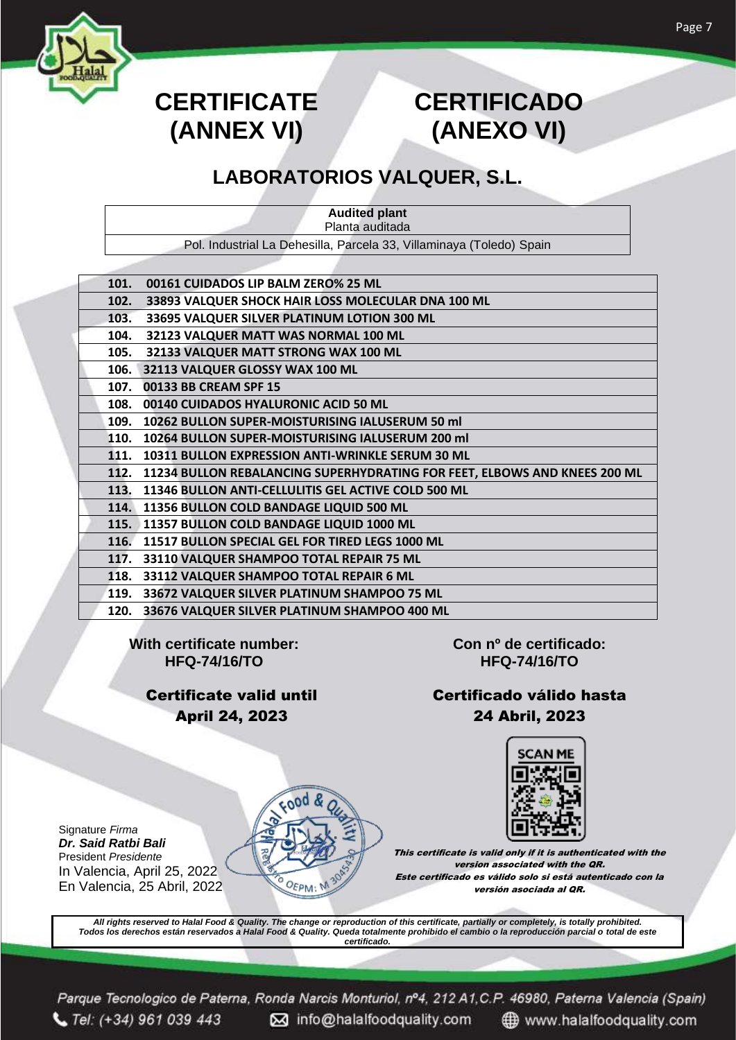# CERTIFICATE (ANNEX VI)

# CERTIFICADO (ANEXO VI)

## LABORATORIOS VALQUER, S.L.

| Audited plant<br>Planta auditada |
|---|
| Pol. Industrial La Dehesilla, Parcela 33, Villaminaya (Toledo) Spain |

| | |
|---|---|
| **101.** | **00161 CUIDADOS LIP BALM ZERO% 25 ML** |
| **102.** | **33893 VALQUER SHOCK HAIR LOSS MOLECULAR DNA 100 ML** |
| **103.** | **33695 VALQUER SILVER PLATINUM LOTION 300 ML** |
| **104.** | **32123 VALQUER MATT WAS NORMAL 100 ML** |
| **105.** | **32133 VALQUER MATT STRONG WAX 100 ML** |
| **106.** | **32113 VALQUER GLOSSY WAX 100 ML** |
| **107.** | **00133 BB CREAM SPF 15** |
| **108.** | **00140 CUIDADOS HYALURONIC ACID 50 ML** |
| **109.** | **10262 BULLON SUPER-MOISTURISING IALUSERUM 50 ml** |
| **110.** | **10264 BULLON SUPER-MOISTURISING IALUSERUM 200 ml** |
| **111.** | **10311 BULLON EXPRESSION ANTI-WRINKLE SERUM 30 ML** |
| **112.** | **11234 BULLON REBALANCING SUPERHYDRATING FOR FEET, ELBOWS AND KNEES 200 ML** |
| **113.** | **11346 BULLON ANTI-CELLULITIS GEL ACTIVE COLD 500 ML** |
| **114.** | **11356 BULLON COLD BANDAGE LIQUID 500 ML** |
| **115.** | **11357 BULLON COLD BANDAGE LIQUID 1000 ML** |
| **116.** | **11517 BULLON SPECIAL GEL FOR TIRED LEGS 1000 ML** |
| **117.** | **33110 VALQUER SHAMPOO TOTAL REPAIR 75 ML** |
| **118.** | **33112 VALQUER SHAMPOO TOTAL REPAIR 6 ML** |
| **119.** | **33672 VALQUER SILVER PLATINUM SHAMPOO 75 ML** |
| **120.** | **33676 VALQUER SILVER PLATINUM SHAMPOO 400 ML** |

**With certificate number:**
**HFQ-74/16/TO**

**Con nº de certificado:**
**HFQ-74/16/TO**

**Certificate valid until**
**April 24, 2023**

**Certificado válido hasta**
**24 Abril, 2023**

Signature *Firma*
***Dr. Said Ratbi Bali***
President *Presidente*
In Valencia, April 25, 2022
En Valencia, 25 Abril, 2022

***This certificate is valid only if it is authenticated with the version associated with the QR.***
***Este certificado es válido solo si está autenticado con la versión asociada al QR.***

***All rights reserved to Halal Food & Quality. The change or reproduction of this certificate, partially or completely, is totally prohibited.***
***Todos los derechos están reservados a Halal Food & Quality. Queda totalmente prohibido el cambio o la reproducción parcial o total de este certificado.***

*Parque Tecnologico de Paterna, Ronda Narcis Monturiol, nº4, 212 A1,C.P. 46980, Paterna Valencia (Spain)*
Tel: (+34) 961 039 443 | info@halalfoodquality.com | www.halalfoodquality.com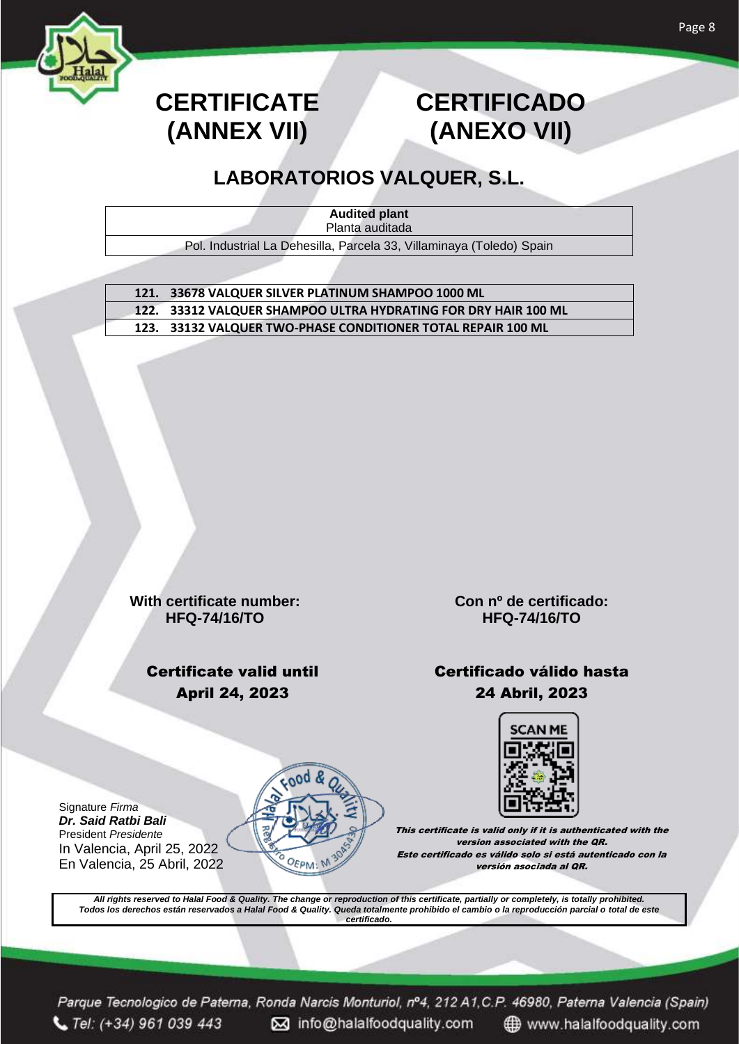# CERTIFICATE (ANNEX VII)

# CERTIFICADO (ANEXO VII)

## LABORATORIOS VALQUER, S.L.

| **Audited plant** Planta auditada |
| --- |
| Pol. Industrial La Dehesilla, Parcela 33, Villaminaya (Toledo) Spain |

| | |
| --- | --- |
| **121.** | **33678 VALQUER SILVER PLATINUM SHAMPOO 1000 ML** |
| **122.** | **33312 VALQUER SHAMPOO ULTRA HYDRATING FOR DRY HAIR 100 ML** |
| **123.** | **33132 VALQUER TWO-PHASE CONDITIONER TOTAL REPAIR 100 ML** |

**With certificate number:**
**HFQ-74/16/TO**

**Con nº de certificado:**
**HFQ-74/16/TO**

**Certificate valid until**
**April 24, 2023**

**Certificado válido hasta**
**24 Abril, 2023**

SCAN ME

Signature *Firma*
***Dr. Said Ratbi Bali***
President *Presidente*
In Valencia, April 25, 2022
En Valencia, 25 Abril, 2022

Halal Food & Quality
Registro OEPM: M 3045430

***This certificate is valid only if it is authenticated with the version associated with the QR.***
***Este certificado es válido solo si está autenticado con la versión asociada al QR.***

***All rights reserved to Halal Food & Quality. The change or reproduction of this certificate, partially or completely, is totally prohibited.***
***Todos los derechos están reservados a Halal Food & Quality. Queda totalmente prohibido el cambio o la reproducción parcial o total de este certificado.***

*Parque Tecnologico de Paterna, Ronda Narcis Monturiol, nº4, 212 A1,C.P. 46980, Paterna Valencia (Spain)*
*Tel: (+34) 961 039 443* info@halalfoodquality.com www.halalfoodquality.com